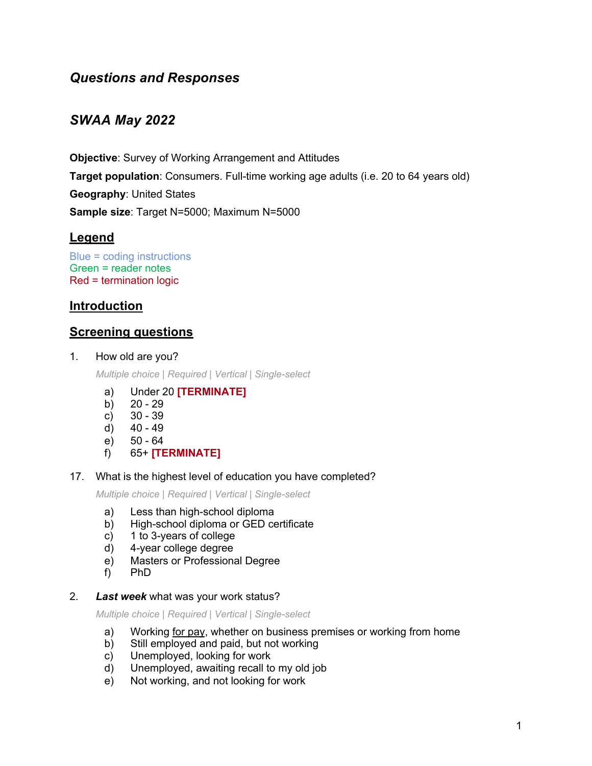## *Questions and Responses*

## *SWAA May 2022*

**Objective**: Survey of Working Arrangement and Attitudes

**Target population**: Consumers. Full-time working age adults (i.e. 20 to 64 years old)

**Geography**: United States

**Sample size**: Target N=5000; Maximum N=5000

## Legend

Blue = coding instructions
Green = reader notes
Red = termination logic

## Introduction

## Screening questions

1. How old are you?

   *Multiple choice | Required | Vertical | Single-select*

   a) Under 20 **[TERMINATE]**
   b) 20 - 29
   c) 30 - 39
   d) 40 - 49
   e) 50 - 64
   f) 65+ **[TERMINATE]**

17. What is the highest level of education you have completed?

   *Multiple choice | Required | Vertical | Single-select*

   a) Less than high-school diploma
   b) High-school diploma or GED certificate
   c) 1 to 3-years of college
   d) 4-year college degree
   e) Masters or Professional Degree
   f) PhD

2. ***Last week*** what was your work status?

   *Multiple choice | Required | Vertical | Single-select*

   a) Working for pay, whether on business premises or working from home
   b) Still employed and paid, but not working
   c) Unemployed, looking for work
   d) Unemployed, awaiting recall to my old job
   e) Not working, and not looking for work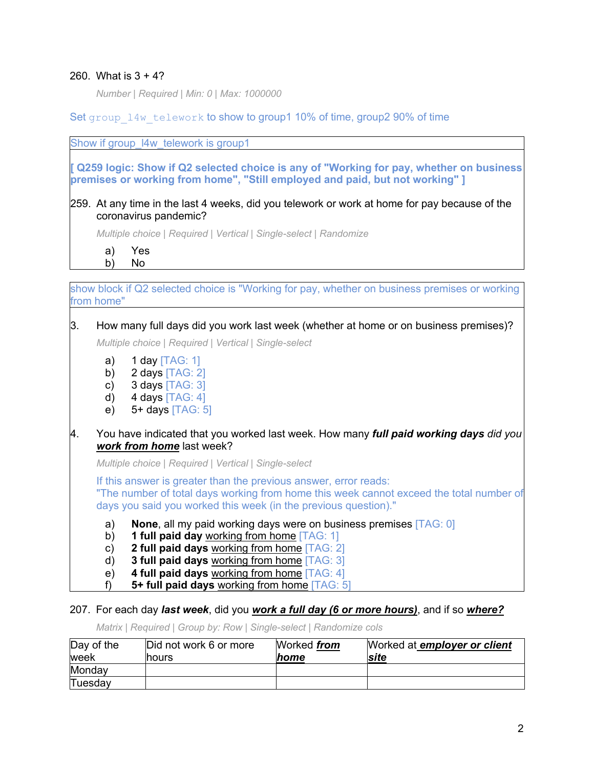260. What is 3 + 4?

*Number | Required | Min: 0 | Max: 1000000*

Set `group_l4w_telework` to show to group1 10% of time, group2 90% of time

Show if group_l4w_telework is group1

**[ Q259 logic: Show if Q2 selected choice is any of "Working for pay, whether on business premises or working from home", "Still employed and paid, but not working" ]**

259. At any time in the last 4 weeks, did you telework or work at home for pay because of the coronavirus pandemic?

*Multiple choice | Required | Vertical | Single-select | Randomize*

a) Yes
b) No

show block if Q2 selected choice is "Working for pay, whether on business premises or working from home"

3. How many full days did you work last week (whether at home or on business premises)?

*Multiple choice | Required | Vertical | Single-select*

a) 1 day [TAG: 1]
b) 2 days [TAG: 2]
c) 3 days [TAG: 3]
d) 4 days [TAG: 4]
e) 5+ days [TAG: 5]

4. You have indicated that you worked last week. How many ***full paid working days*** *did you* ***work from home*** last week?

*Multiple choice | Required | Vertical | Single-select*

If this answer is greater than the previous answer, error reads:
"The number of total days working from home this week cannot exceed the total number of days you said you worked this week (in the previous question)."

a) **None**, all my paid working days were on business premises [TAG: 0]
b) **1 full paid day** working from home [TAG: 1]
c) **2 full paid days** working from home [TAG: 2]
d) **3 full paid days** working from home [TAG: 3]
e) **4 full paid days** working from home [TAG: 4]
f) **5+ full paid days** working from home [TAG: 5]

207. For each day ***last week***, did you ***work a full day (6 or more hours)***, and if so ***where?***

*Matrix | Required | Group by: Row | Single-select | Randomize cols*

| Day of the week | Did not work 6 or more hours | Worked ***from home*** | Worked at ***employer or client site*** |
|---|---|---|---|
| Monday | | | |
| Tuesday | | | |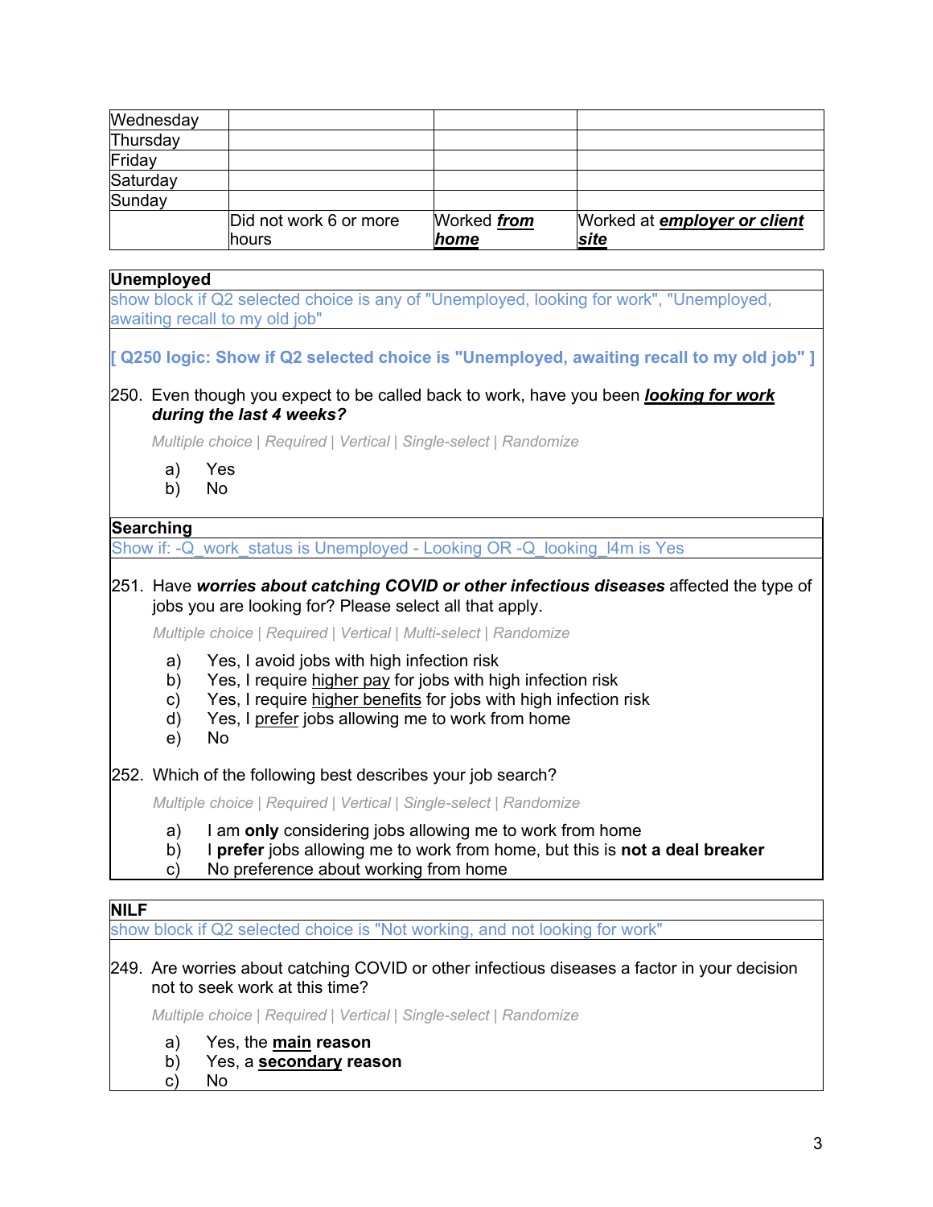| Wednesday | | | |
|---|---|---|---|
| Thursday | | | |
| Friday | | | |
| Saturday | | | |
| Sunday | | | |
| | Did not work 6 or more hours | Worked ***from home*** | Worked at ***employer or client site*** |

**Unemployed**

show block if Q2 selected choice is any of "Unemployed, looking for work", "Unemployed, awaiting recall to my old job"

**[ Q250 logic: Show if Q2 selected choice is "Unemployed, awaiting recall to my old job" ]**

250. Even though you expect to be called back to work, have you been ***looking for work during the last 4 weeks?***

*Multiple choice | Required | Vertical | Single-select | Randomize*

a) Yes
b) No

**Searching**

Show if: -Q_work_status is Unemployed - Looking OR -Q_looking_l4m is Yes

251. Have ***worries about catching COVID or other infectious diseases*** affected the type of jobs you are looking for? Please select all that apply.

*Multiple choice | Required | Vertical | Multi-select | Randomize*

a) Yes, I avoid jobs with high infection risk
b) Yes, I require higher pay for jobs with high infection risk
c) Yes, I require higher benefits for jobs with high infection risk
d) Yes, I prefer jobs allowing me to work from home
e) No

252. Which of the following best describes your job search?

*Multiple choice | Required | Vertical | Single-select | Randomize*

a) I am **only** considering jobs allowing me to work from home
b) I **prefer** jobs allowing me to work from home, but this is **not a deal breaker**
c) No preference about working from home

**NILF**

show block if Q2 selected choice is "Not working, and not looking for work"

249. Are worries about catching COVID or other infectious diseases a factor in your decision not to seek work at this time?

*Multiple choice | Required | Vertical | Single-select | Randomize*

a) Yes, the **main reason**
b) Yes, a **secondary reason**
c) No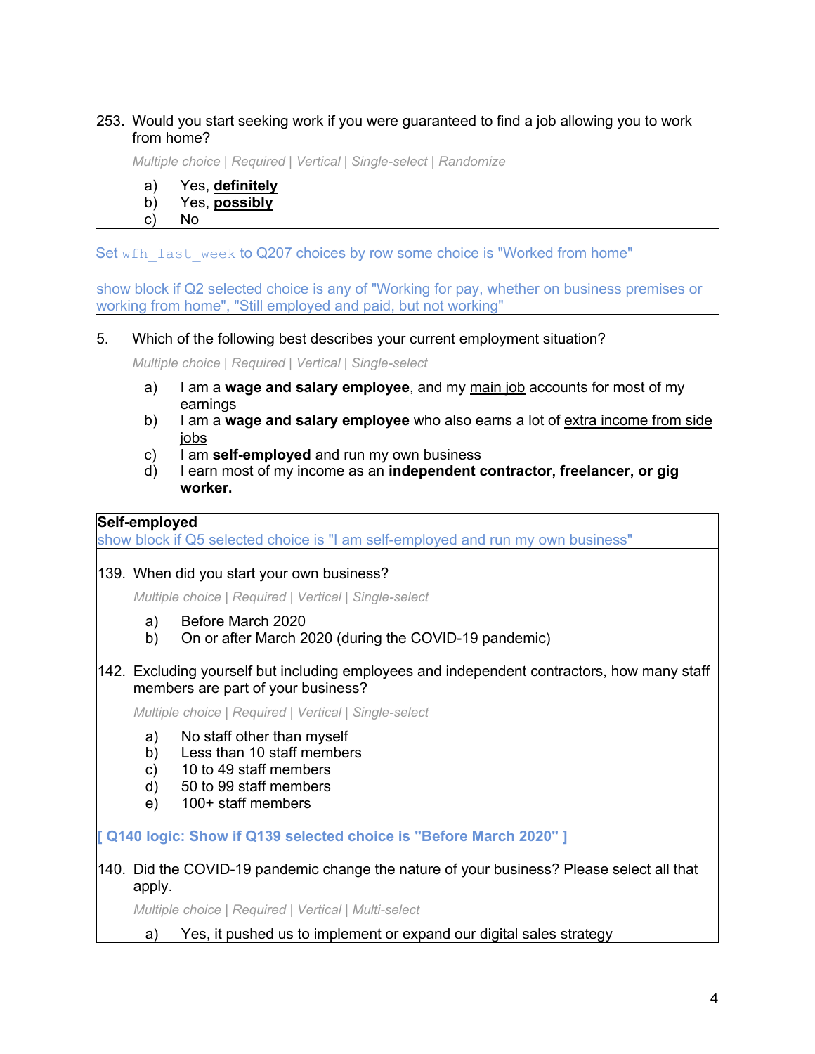253. Would you start seeking work if you were guaranteed to find a job allowing you to work from home?

*Multiple choice | Required | Vertical | Single-select | Randomize*

a) Yes, **definitely**
b) Yes, **possibly**
c) No

Set wfh_last_week to Q207 choices by row some choice is "Worked from home"

show block if Q2 selected choice is any of "Working for pay, whether on business premises or working from home", "Still employed and paid, but not working"

5. Which of the following best describes your current employment situation?

*Multiple choice | Required | Vertical | Single-select*

a) I am a **wage and salary employee**, and my main job accounts for most of my earnings
b) I am a **wage and salary employee** who also earns a lot of extra income from side jobs
c) I am **self-employed** and run my own business
d) I earn most of my income as an **independent contractor, freelancer, or gig worker.**

**Self-employed**

show block if Q5 selected choice is "I am self-employed and run my own business"

139. When did you start your own business?

*Multiple choice | Required | Vertical | Single-select*

a) Before March 2020
b) On or after March 2020 (during the COVID-19 pandemic)

142. Excluding yourself but including employees and independent contractors, how many staff members are part of your business?

*Multiple choice | Required | Vertical | Single-select*

a) No staff other than myself
b) Less than 10 staff members
c) 10 to 49 staff members
d) 50 to 99 staff members
e) 100+ staff members

**[ Q140 logic: Show if Q139 selected choice is "Before March 2020" ]**

140. Did the COVID-19 pandemic change the nature of your business? Please select all that apply.

*Multiple choice | Required | Vertical | Multi-select*

a) Yes, it pushed us to implement or expand our digital sales strategy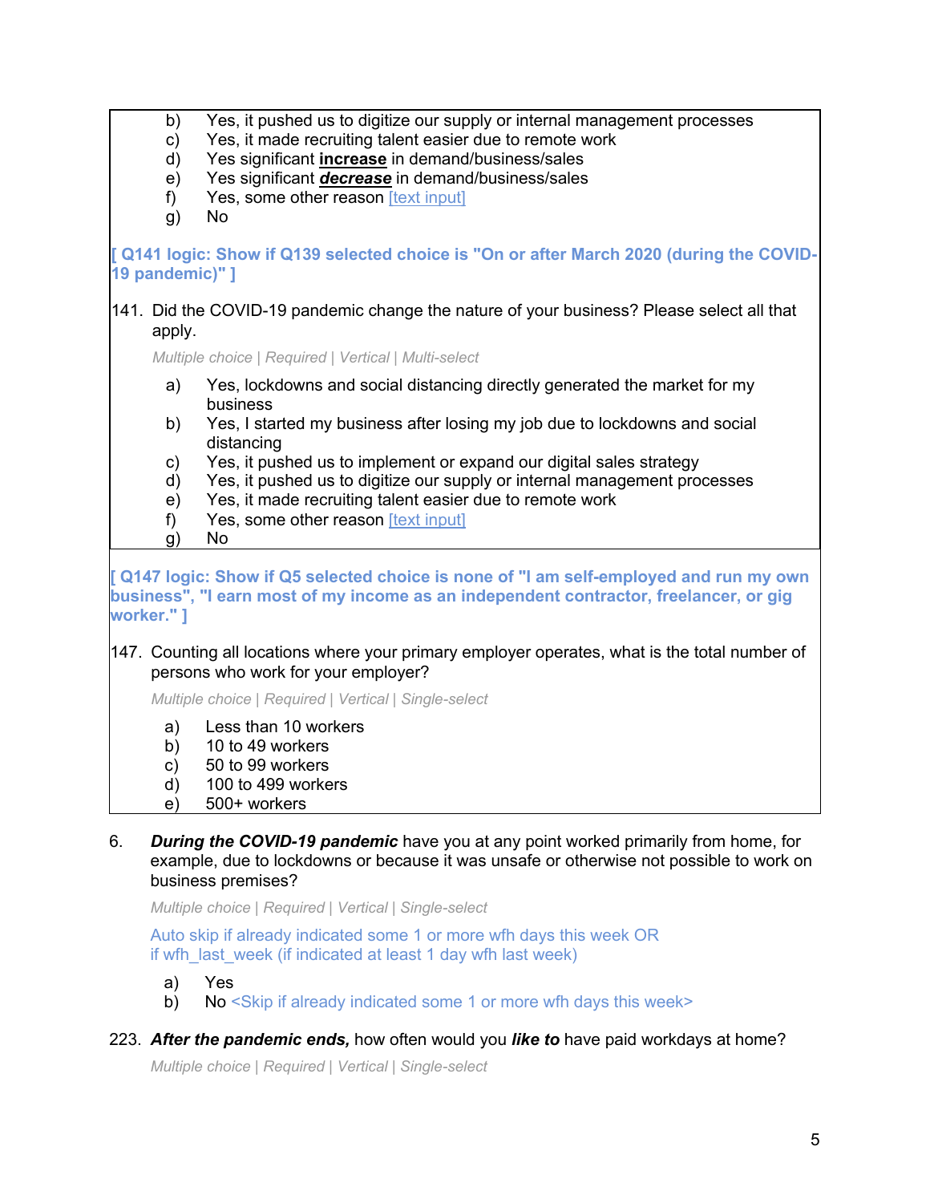b) Yes, it pushed us to digitize our supply or internal management processes
c) Yes, it made recruiting talent easier due to remote work
d) Yes significant **increase** in demand/business/sales
e) Yes significant ***decrease*** in demand/business/sales
f) Yes, some other reason [text input]
g) No

**[ Q141 logic: Show if Q139 selected choice is "On or after March 2020 (during the COVID-19 pandemic)" ]**

141. Did the COVID-19 pandemic change the nature of your business? Please select all that apply.

*Multiple choice | Required | Vertical | Multi-select*

a) Yes, lockdowns and social distancing directly generated the market for my business
b) Yes, I started my business after losing my job due to lockdowns and social distancing
c) Yes, it pushed us to implement or expand our digital sales strategy
d) Yes, it pushed us to digitize our supply or internal management processes
e) Yes, it made recruiting talent easier due to remote work
f) Yes, some other reason [text input]
g) No

**[ Q147 logic: Show if Q5 selected choice is none of "I am self-employed and run my own business", "I earn most of my income as an independent contractor, freelancer, or gig worker." ]**

147. Counting all locations where your primary employer operates, what is the total number of persons who work for your employer?

*Multiple choice | Required | Vertical | Single-select*

a) Less than 10 workers
b) 10 to 49 workers
c) 50 to 99 workers
d) 100 to 499 workers
e) 500+ workers

6. ***During the COVID-19 pandemic*** have you at any point worked primarily from home, for example, due to lockdowns or because it was unsafe or otherwise not possible to work on business premises?

*Multiple choice | Required | Vertical | Single-select*

Auto skip if already indicated some 1 or more wfh days this week OR if wfh_last_week (if indicated at least 1 day wfh last week)

a) Yes
b) No <Skip if already indicated some 1 or more wfh days this week>

223. ***After the pandemic ends,*** how often would you ***like to*** have paid workdays at home?

*Multiple choice | Required | Vertical | Single-select*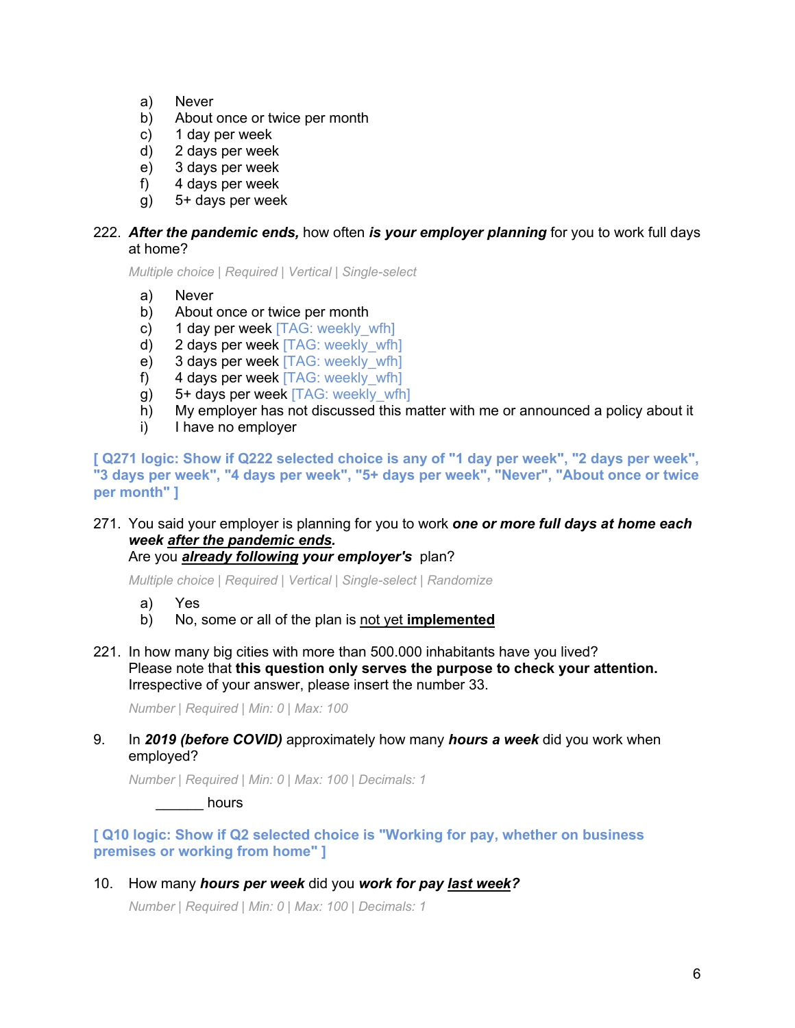a) Never
b) About once or twice per month
c) 1 day per week
d) 2 days per week
e) 3 days per week
f) 4 days per week
g) 5+ days per week

222. ***After the pandemic ends,*** how often ***is your employer planning*** for you to work full days at home?

*Multiple choice | Required | Vertical | Single-select*

a) Never
b) About once or twice per month
c) 1 day per week [TAG: weekly_wfh]
d) 2 days per week [TAG: weekly_wfh]
e) 3 days per week [TAG: weekly_wfh]
f) 4 days per week [TAG: weekly_wfh]
g) 5+ days per week [TAG: weekly_wfh]
h) My employer has not discussed this matter with me or announced a policy about it
i) I have no employer

**[ Q271 logic: Show if Q222 selected choice is any of "1 day per week", "2 days per week", "3 days per week", "4 days per week", "5+ days per week", "Never", "About once or twice per month" ]**

271. You said your employer is planning for you to work ***one or more full days at home each week <u>after the pandemic ends</u>.***
Are you ***<u>already following</u> your employer's*** plan?

*Multiple choice | Required | Vertical | Single-select | Randomize*

a) Yes
b) No, some or all of the plan is <u>not yet **implemented**</u>

221. In how many big cities with more than 500.000 inhabitants have you lived?
Please note that **this question only serves the purpose to check your attention.** Irrespective of your answer, please insert the number 33.

*Number | Required | Min: 0 | Max: 100*

9. In ***2019 (before COVID)*** approximately how many ***hours a week*** did you work when employed?

*Number | Required | Min: 0 | Max: 100 | Decimals: 1*

\_\_\_\_\_\_ hours

**[ Q10 logic: Show if Q2 selected choice is "Working for pay, whether on business premises or working from home" ]**

10. How many ***hours per week*** did you ***work for pay <u>last week</u>?***

*Number | Required | Min: 0 | Max: 100 | Decimals: 1*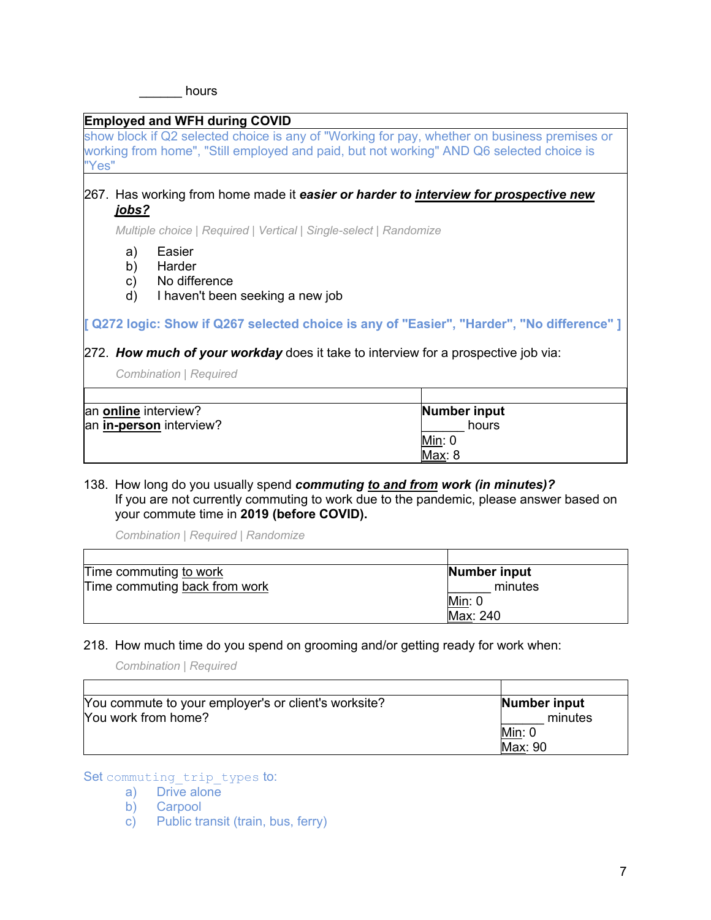______ hours

| **Employed and WFH during COVID** |
|---|
| show block if Q2 selected choice is any of "Working for pay, whether on business premises or working from home", "Still employed and paid, but not working" AND Q6 selected choice is "Yes" |

267. Has working from home made it ***easier or harder to <u>interview for prospective new jobs?</u>***

*Multiple choice | Required | Vertical | Single-select | Randomize*

a) Easier
b) Harder
c) No difference
d) I haven't been seeking a new job

**[ Q272 logic: Show if Q267 selected choice is any of "Easier", "Harder", "No difference" ]**

272. ***How much of your workday*** does it take to interview for a prospective job via:

*Combination | Required*

| | |
|---|---|
| an **<u>online</u>** interview?<br>an **<u>in-person</u>** interview? | **Number input**<br>______ hours<br><u>Min</u>: 0<br><u>Max</u>: 8 |

138. How long do you usually spend ***commuting <u>to and from</u> work (in minutes)?*** If you are not currently commuting to work due to the pandemic, please answer based on your commute time in **2019 (before COVID).**

*Combination | Required | Randomize*

| | |
|---|---|
| Time commuting <u>to work</u><br>Time commuting <u>back from work</u> | **Number input**<br>______ minutes<br><u>Min</u>: 0<br><u>Max</u>: 240 |

218. How much time do you spend on grooming and/or getting ready for work when:

*Combination | Required*

| | |
|---|---|
| You commute to your employer's or client's worksite?<br>You work from home? | **Number input**<br>______ minutes<br><u>Min</u>: 0<br><u>Max</u>: 90 |

Set `commuting_trip_types` to:
a) Drive alone
b) Carpool
c) Public transit (train, bus, ferry)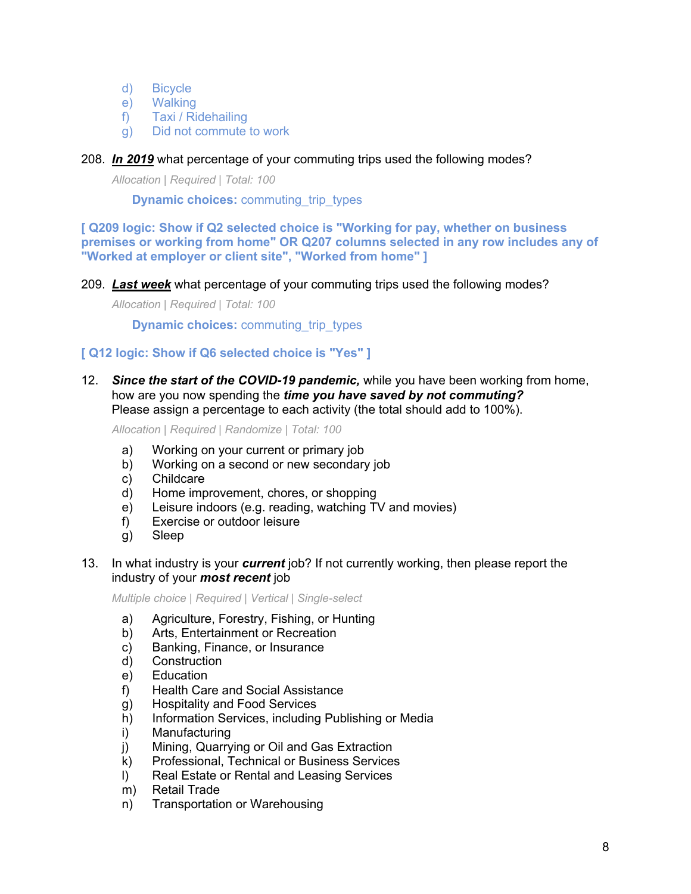d) Bicycle
e) Walking
f) Taxi / Ridehailing
g) Did not commute to work

208. ***In 2019*** what percentage of your commuting trips used the following modes?

*Allocation | Required | Total: 100*

**Dynamic choices:** commuting_trip_types

**[ Q209 logic: Show if Q2 selected choice is "Working for pay, whether on business premises or working from home" OR Q207 columns selected in any row includes any of "Worked at employer or client site", "Worked from home" ]**

209. ***Last week*** what percentage of your commuting trips used the following modes?

*Allocation | Required | Total: 100*

**Dynamic choices:** commuting_trip_types

**[ Q12 logic: Show if Q6 selected choice is "Yes" ]**

12. ***Since the start of the COVID-19 pandemic,*** while you have been working from home, how are you now spending the ***time you have saved by not commuting?*** Please assign a percentage to each activity (the total should add to 100%).

*Allocation | Required | Randomize | Total: 100*

a) Working on your current or primary job
b) Working on a second or new secondary job
c) Childcare
d) Home improvement, chores, or shopping
e) Leisure indoors (e.g. reading, watching TV and movies)
f) Exercise or outdoor leisure
g) Sleep

13. In what industry is your ***current*** job? If not currently working, then please report the industry of your ***most recent*** job

*Multiple choice | Required | Vertical | Single-select*

a) Agriculture, Forestry, Fishing, or Hunting
b) Arts, Entertainment or Recreation
c) Banking, Finance, or Insurance
d) Construction
e) Education
f) Health Care and Social Assistance
g) Hospitality and Food Services
h) Information Services, including Publishing or Media
i) Manufacturing
j) Mining, Quarrying or Oil and Gas Extraction
k) Professional, Technical or Business Services
l) Real Estate or Rental and Leasing Services
m) Retail Trade
n) Transportation or Warehousing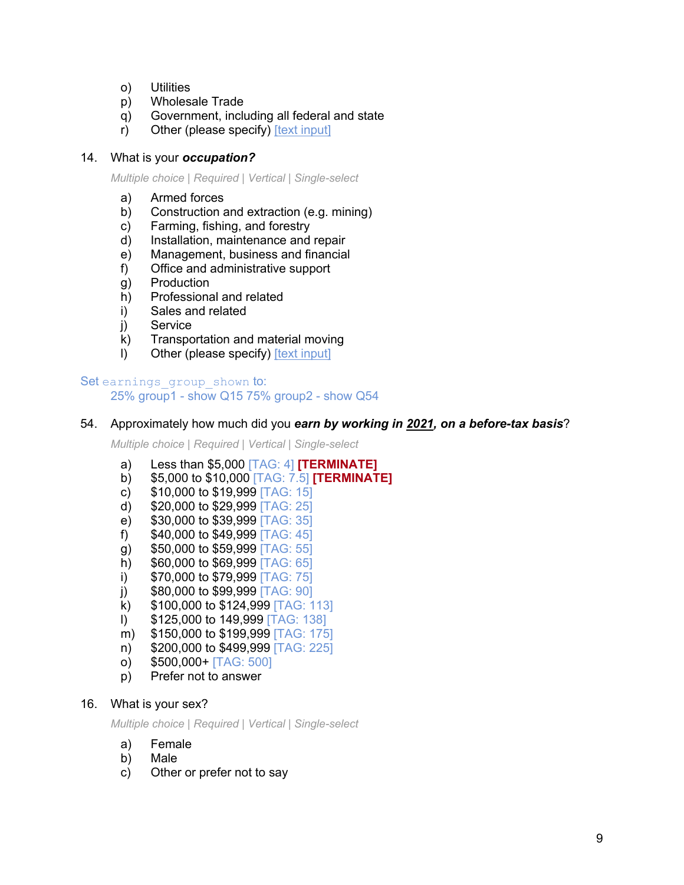o) Utilities
p) Wholesale Trade
q) Government, including all federal and state
r) Other (please specify) [text input]

14. What is your ***occupation?***

*Multiple choice | Required | Vertical | Single-select*

a) Armed forces
b) Construction and extraction (e.g. mining)
c) Farming, fishing, and forestry
d) Installation, maintenance and repair
e) Management, business and financial
f) Office and administrative support
g) Production
h) Professional and related
i) Sales and related
j) Service
k) Transportation and material moving
l) Other (please specify) [text input]

Set `earnings_group_shown` to:
25% group1 - show Q15 75% group2 - show Q54

54. Approximately how much did you ***earn by working in 2021, on a before-tax basis***?

*Multiple choice | Required | Vertical | Single-select*

a) Less than $5,000 [TAG: 4] **[TERMINATE]**
b) $5,000 to $10,000 [TAG: 7.5] **[TERMINATE]**
c) $10,000 to $19,999 [TAG: 15]
d) $20,000 to $29,999 [TAG: 25]
e) $30,000 to $39,999 [TAG: 35]
f) $40,000 to $49,999 [TAG: 45]
g) $50,000 to $59,999 [TAG: 55]
h) $60,000 to $69,999 [TAG: 65]
i) $70,000 to $79,999 [TAG: 75]
j) $80,000 to $99,999 [TAG: 90]
k) $100,000 to $124,999 [TAG: 113]
l) $125,000 to 149,999 [TAG: 138]
m) $150,000 to $199,999 [TAG: 175]
n) $200,000 to $499,999 [TAG: 225]
o) $500,000+ [TAG: 500]
p) Prefer not to answer

16. What is your sex?

*Multiple choice | Required | Vertical | Single-select*

a) Female
b) Male
c) Other or prefer not to say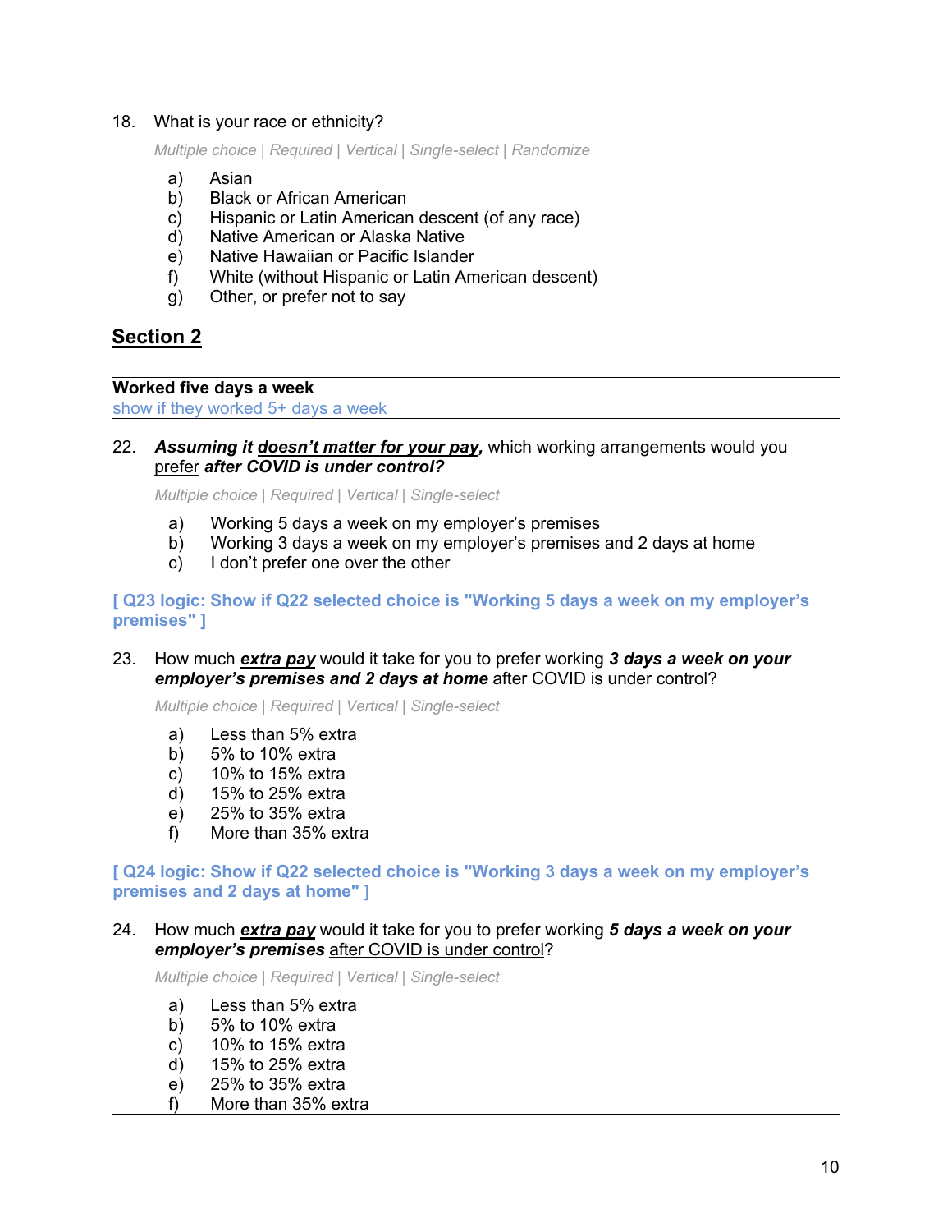18. What is your race or ethnicity?

    *Multiple choice | Required | Vertical | Single-select | Randomize*

    a) Asian
    b) Black or African American
    c) Hispanic or Latin American descent (of any race)
    d) Native American or Alaska Native
    e) Native Hawaiian or Pacific Islander
    f) White (without Hispanic or Latin American descent)
    g) Other, or prefer not to say

## Section 2

**Worked five days a week**

show if they worked 5+ days a week

22. ***Assuming it doesn't matter for your pay,*** which working arrangements would you prefer ***after COVID is under control?***

    *Multiple choice | Required | Vertical | Single-select*

    a) Working 5 days a week on my employer's premises
    b) Working 3 days a week on my employer's premises and 2 days at home
    c) I don't prefer one over the other

**[ Q23 logic: Show if Q22 selected choice is "Working 5 days a week on my employer's premises" ]**

23. How much ***extra pay*** would it take for you to prefer working ***3 days a week on your employer's premises and 2 days at home*** after COVID is under control?

    *Multiple choice | Required | Vertical | Single-select*

    a) Less than 5% extra
    b) 5% to 10% extra
    c) 10% to 15% extra
    d) 15% to 25% extra
    e) 25% to 35% extra
    f) More than 35% extra

**[ Q24 logic: Show if Q22 selected choice is "Working 3 days a week on my employer's premises and 2 days at home" ]**

24. How much ***extra pay*** would it take for you to prefer working ***5 days a week on your employer's premises*** after COVID is under control?

    *Multiple choice | Required | Vertical | Single-select*

    a) Less than 5% extra
    b) 5% to 10% extra
    c) 10% to 15% extra
    d) 15% to 25% extra
    e) 25% to 35% extra
    f) More than 35% extra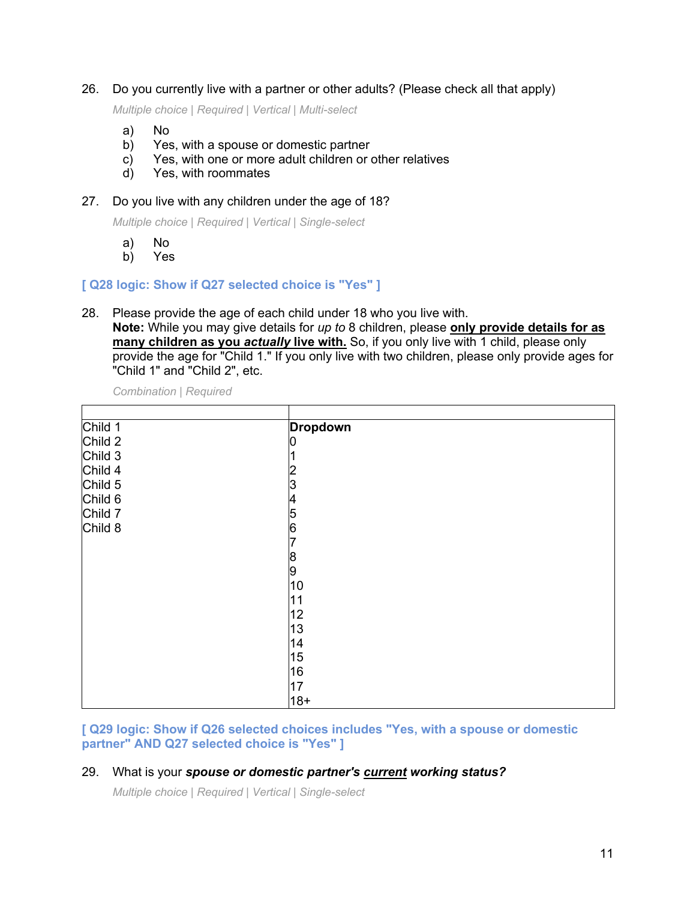26. Do you currently live with a partner or other adults? (Please check all that apply)

    *Multiple choice | Required | Vertical | Multi-select*

    a) No
    b) Yes, with a spouse or domestic partner
    c) Yes, with one or more adult children or other relatives
    d) Yes, with roommates

27. Do you live with any children under the age of 18?

    *Multiple choice | Required | Vertical | Single-select*

    a) No
    b) Yes

**[ Q28 logic: Show if Q27 selected choice is "Yes" ]**

28. Please provide the age of each child under 18 who you live with.
    **Note:** While you may give details for *up to* 8 children, please **only provide details for as many children as you *actually* live with.** So, if you only live with 1 child, please only provide the age for "Child 1." If you only live with two children, please only provide ages for "Child 1" and "Child 2", etc.

    *Combination | Required*

| | |
|---|---|
| Child 1<br>Child 2<br>Child 3<br>Child 4<br>Child 5<br>Child 6<br>Child 7<br>Child 8 | **Dropdown**<br>0<br>1<br>2<br>3<br>4<br>5<br>6<br>7<br>8<br>9<br>10<br>11<br>12<br>13<br>14<br>15<br>16<br>17<br>18+ |

**[ Q29 logic: Show if Q26 selected choices includes "Yes, with a spouse or domestic partner" AND Q27 selected choice is "Yes" ]**

29. What is your ***spouse or domestic partner's <u>current</u> working status?***

    *Multiple choice | Required | Vertical | Single-select*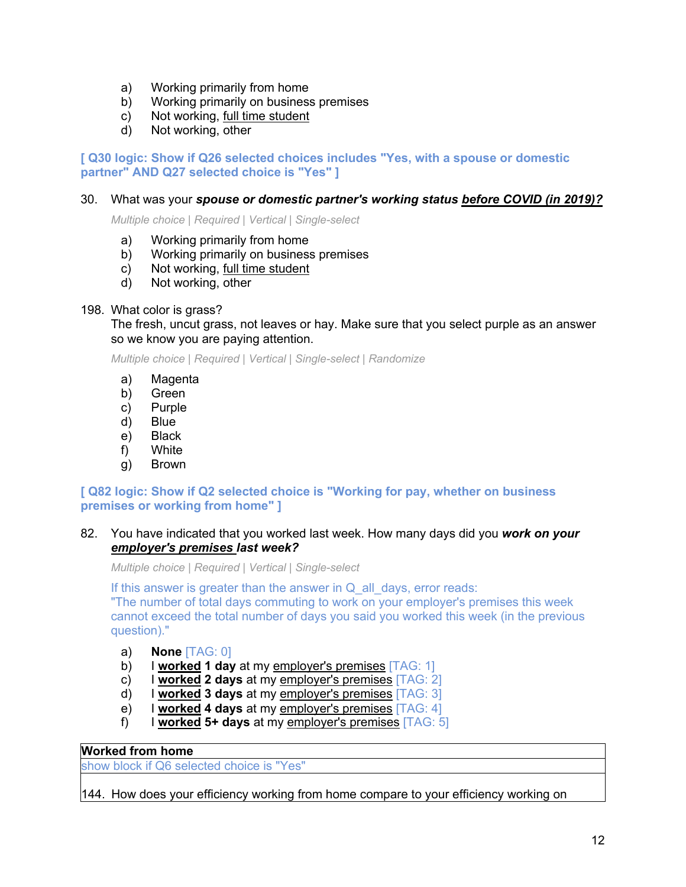a) Working primarily from home
b) Working primarily on business premises
c) Not working, <u>full time student</u>
d) Not working, other

**[ Q30 logic: Show if Q26 selected choices includes "Yes, with a spouse or domestic partner" AND Q27 selected choice is "Yes" ]**

30. What was your ***spouse or domestic partner's working status*** ***<u>before COVID (in 2019)?</u>***

    *Multiple choice | Required | Vertical | Single-select*

    a) Working primarily from home
    b) Working primarily on business premises
    c) Not working, <u>full time student</u>
    d) Not working, other

198. What color is grass?
    The fresh, uncut grass, not leaves or hay. Make sure that you select purple as an answer so we know you are paying attention.

    *Multiple choice | Required | Vertical | Single-select | Randomize*

    a) Magenta
    b) Green
    c) Purple
    d) Blue
    e) Black
    f) White
    g) Brown

**[ Q82 logic: Show if Q2 selected choice is "Working for pay, whether on business premises or working from home" ]**

82. You have indicated that you worked last week. How many days did you ***work on your <u>employer's premises</u> last week?***

    *Multiple choice | Required | Vertical | Single-select*

    If this answer is greater than the answer in Q_all_days, error reads:
    "The number of total days commuting to work on your employer's premises this week cannot exceed the total number of days you said you worked this week (in the previous question)."

    a) **None** [TAG: 0]
    b) I **<u>worked</u> 1 day** at my <u>employer's premises</u> [TAG: 1]
    c) I **<u>worked</u> 2 days** at my <u>employer's premises</u> [TAG: 2]
    d) I **<u>worked</u> 3 days** at my <u>employer's premises</u> [TAG: 3]
    e) I **<u>worked</u> 4 days** at my <u>employer's premises</u> [TAG: 4]
    f) I **<u>worked</u> 5+ days** at my <u>employer's premises</u> [TAG: 5]

| **Worked from home** |
|---|
| show block if Q6 selected choice is "Yes" |
| 144. How does your efficiency working from home compare to your efficiency working on |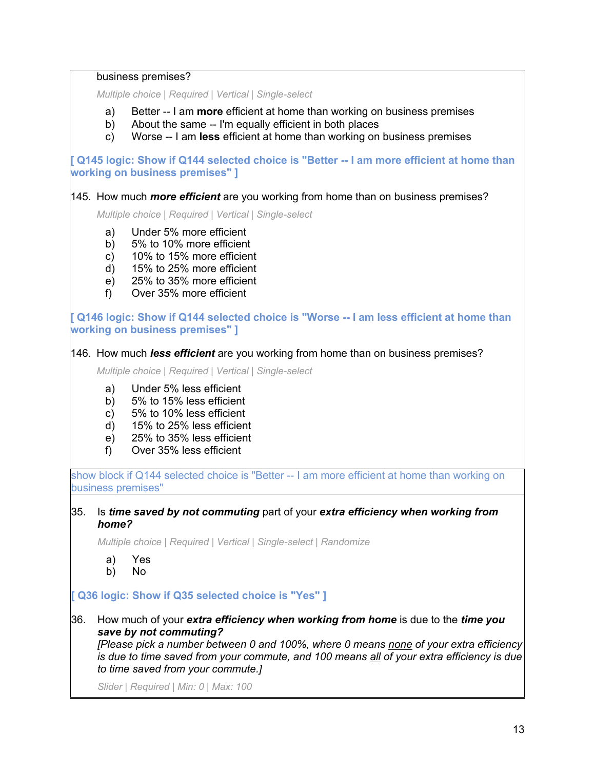business premises?

*Multiple choice | Required | Vertical | Single-select*

a) Better -- I am **more** efficient at home than working on business premises
b) About the same -- I'm equally efficient in both places
c) Worse -- I am **less** efficient at home than working on business premises

**[ Q145 logic: Show if Q144 selected choice is "Better -- I am more efficient at home than working on business premises" ]**

145. How much ***more efficient*** are you working from home than on business premises?

*Multiple choice | Required | Vertical | Single-select*

a) Under 5% more efficient
b) 5% to 10% more efficient
c) 10% to 15% more efficient
d) 15% to 25% more efficient
e) 25% to 35% more efficient
f) Over 35% more efficient

**[ Q146 logic: Show if Q144 selected choice is "Worse -- I am less efficient at home than working on business premises" ]**

146. How much ***less efficient*** are you working from home than on business premises?

*Multiple choice | Required | Vertical | Single-select*

a) Under 5% less efficient
b) 5% to 15% less efficient
c) 5% to 10% less efficient
d) 15% to 25% less efficient
e) 25% to 35% less efficient
f) Over 35% less efficient

show block if Q144 selected choice is "Better -- I am more efficient at home than working on business premises"

35. Is ***time saved by not commuting*** part of your ***extra efficiency when working from home?***

*Multiple choice | Required | Vertical | Single-select | Randomize*

a) Yes
b) No

**[ Q36 logic: Show if Q35 selected choice is "Yes" ]**

36. How much of your ***extra efficiency when working from home*** is due to the ***time you save by not commuting?***
*[Please pick a number between 0 and 100%, where 0 means none of your extra efficiency is due to time saved from your commute, and 100 means all of your extra efficiency is due to time saved from your commute.]*

*Slider | Required | Min: 0 | Max: 100*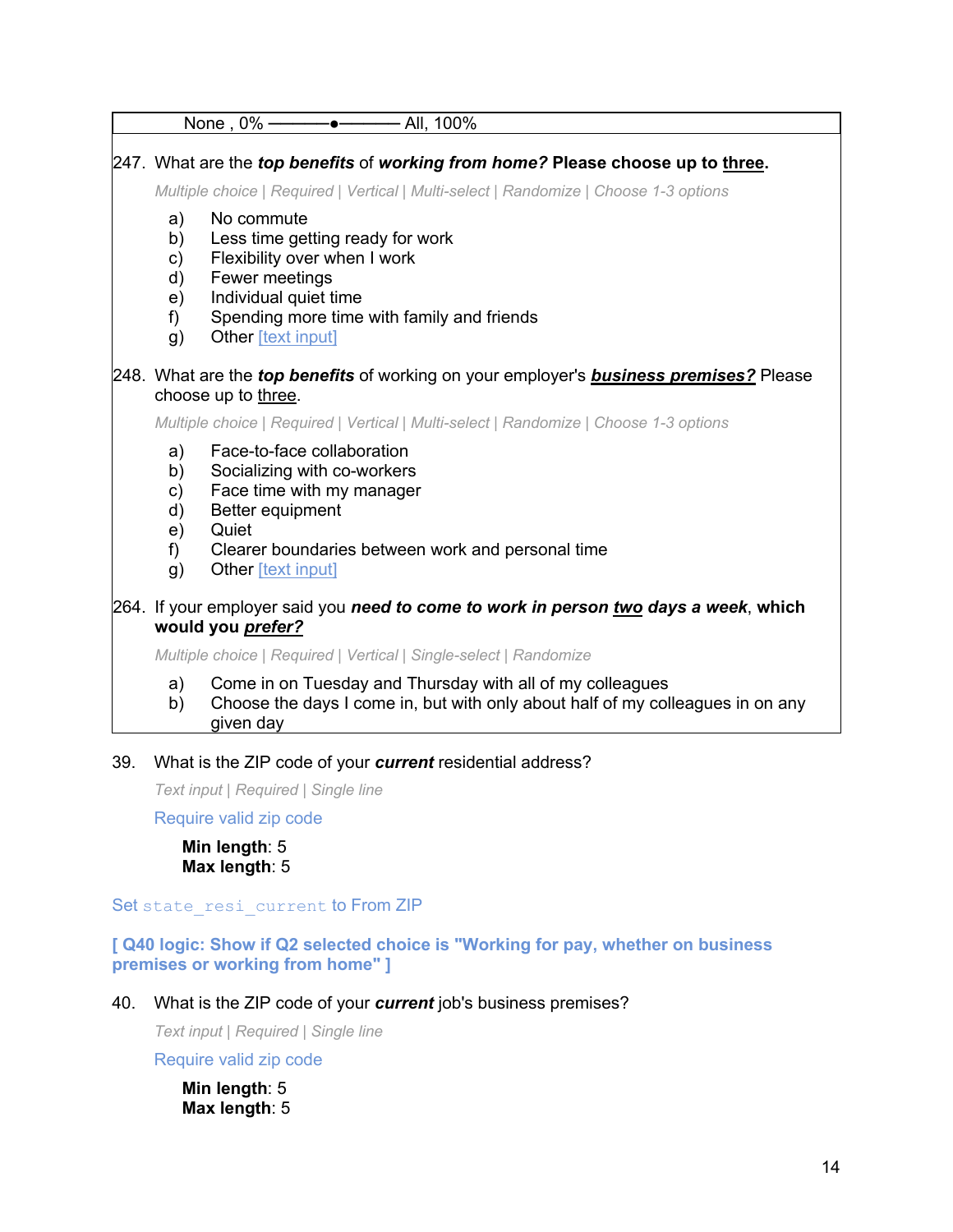None , 0% ———●——— All, 100%

247. What are the ***top benefits*** of ***working from home?*** **Please choose up to <u>three</u>.**

*Multiple choice | Required | Vertical | Multi-select | Randomize | Choose 1-3 options*

a) No commute
b) Less time getting ready for work
c) Flexibility over when I work
d) Fewer meetings
e) Individual quiet time
f) Spending more time with family and friends
g) Other [text input]

248. What are the ***top benefits*** of working on your employer's ***<u>business premises?</u>*** Please choose up to <u>three</u>.

*Multiple choice | Required | Vertical | Multi-select | Randomize | Choose 1-3 options*

a) Face-to-face collaboration
b) Socializing with co-workers
c) Face time with my manager
d) Better equipment
e) Quiet
f) Clearer boundaries between work and personal time
g) Other [text input]

264. If your employer said you ***need to come to work in person <u>two</u> days a week***, **which would you *<u>prefer?</u>***

*Multiple choice | Required | Vertical | Single-select | Randomize*

a) Come in on Tuesday and Thursday with all of my colleagues
b) Choose the days I come in, but with only about half of my colleagues in on any given day

39. What is the ZIP code of your ***current*** residential address?

*Text input | Required | Single line*

Require valid zip code

**Min length**: 5
**Max length**: 5

Set `state_resi_current` to From ZIP

**[ Q40 logic: Show if Q2 selected choice is "Working for pay, whether on business premises or working from home" ]**

40. What is the ZIP code of your ***current*** job's business premises?

*Text input | Required | Single line*

Require valid zip code

**Min length**: 5
**Max length**: 5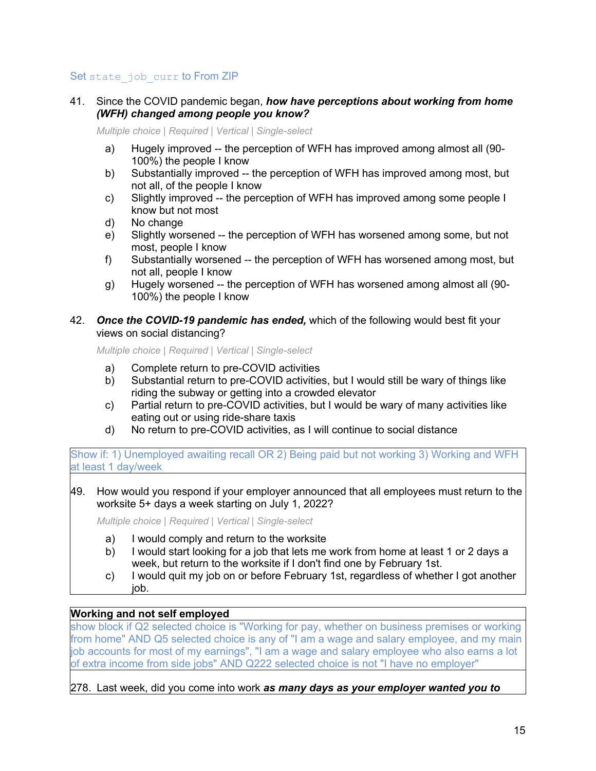Set `state_job_curr` to From ZIP

41. Since the COVID pandemic began, ***how have perceptions about working from home (WFH) changed among people you know?***

    *Multiple choice | Required | Vertical | Single-select*

    a) Hugely improved -- the perception of WFH has improved among almost all (90-100%) the people I know
    b) Substantially improved -- the perception of WFH has improved among most, but not all, of the people I know
    c) Slightly improved -- the perception of WFH has improved among some people I know but not most
    d) No change
    e) Slightly worsened -- the perception of WFH has worsened among some, but not most, people I know
    f) Substantially worsened -- the perception of WFH has worsened among most, but not all, people I know
    g) Hugely worsened -- the perception of WFH has worsened among almost all (90-100%) the people I know

42. ***Once the COVID-19 pandemic has ended,*** which of the following would best fit your views on social distancing?

    *Multiple choice | Required | Vertical | Single-select*

    a) Complete return to pre-COVID activities
    b) Substantial return to pre-COVID activities, but I would still be wary of things like riding the subway or getting into a crowded elevator
    c) Partial return to pre-COVID activities, but I would be wary of many activities like eating out or using ride-share taxis
    d) No return to pre-COVID activities, as I will continue to social distance

Show if: 1) Unemployed awaiting recall OR 2) Being paid but not working 3) Working and WFH at least 1 day/week

49. How would you respond if your employer announced that all employees must return to the worksite 5+ days a week starting on July 1, 2022?

    *Multiple choice | Required | Vertical | Single-select*

    a) I would comply and return to the worksite
    b) I would start looking for a job that lets me work from home at least 1 or 2 days a week, but return to the worksite if I don't find one by February 1st.
    c) I would quit my job on or before February 1st, regardless of whether I got another job.

**Working and not self employed**

show block if Q2 selected choice is "Working for pay, whether on business premises or working from home" AND Q5 selected choice is any of "I am a wage and salary employee, and my main job accounts for most of my earnings", "I am a wage and salary employee who also earns a lot of extra income from side jobs" AND Q222 selected choice is not "I have no employer"

278. Last week, did you come into work ***as many days as your employer wanted you to***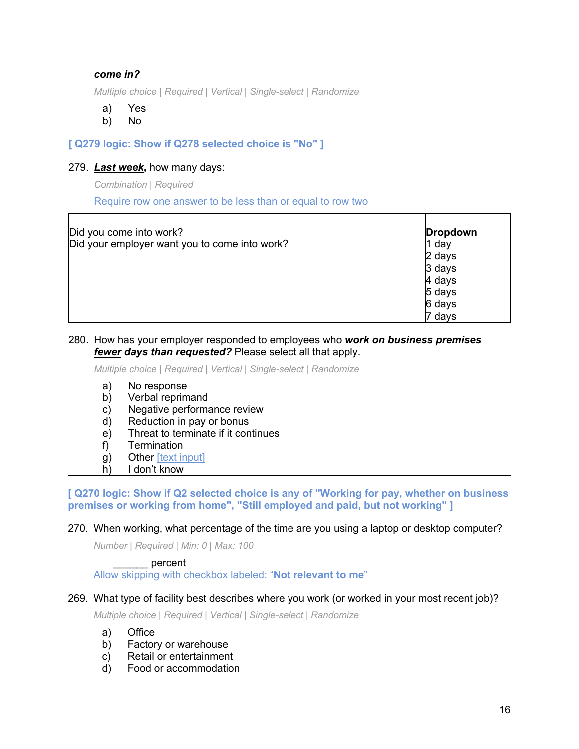***come in?***

*Multiple choice | Required | Vertical | Single-select | Randomize*

a) Yes
b) No

**[ Q279 logic: Show if Q278 selected choice is "No" ]**

279. ***Last week*****,** how many days:

*Combination | Required*

Require row one answer to be less than or equal to row two

| | |
|---|---|
| Did you come into work?<br>Did your employer want you to come into work? | **Dropdown**<br>1 day<br>2 days<br>3 days<br>4 days<br>5 days<br>6 days<br>7 days |

280. How has your employer responded to employees who ***work on business premises fewer days than requested?*** Please select all that apply.

*Multiple choice | Required | Vertical | Single-select | Randomize*

a) No response
b) Verbal reprimand
c) Negative performance review
d) Reduction in pay or bonus
e) Threat to terminate if it continues
f) Termination
g) Other [text input]
h) I don't know

**[ Q270 logic: Show if Q2 selected choice is any of "Working for pay, whether on business premises or working from home", "Still employed and paid, but not working" ]**

270. When working, what percentage of the time are you using a laptop or desktop computer?

*Number | Required | Min: 0 | Max: 100*

______ percent

Allow skipping with checkbox labeled: "**Not relevant to me**"

269. What type of facility best describes where you work (or worked in your most recent job)?

*Multiple choice | Required | Vertical | Single-select | Randomize*

a) Office
b) Factory or warehouse
c) Retail or entertainment
d) Food or accommodation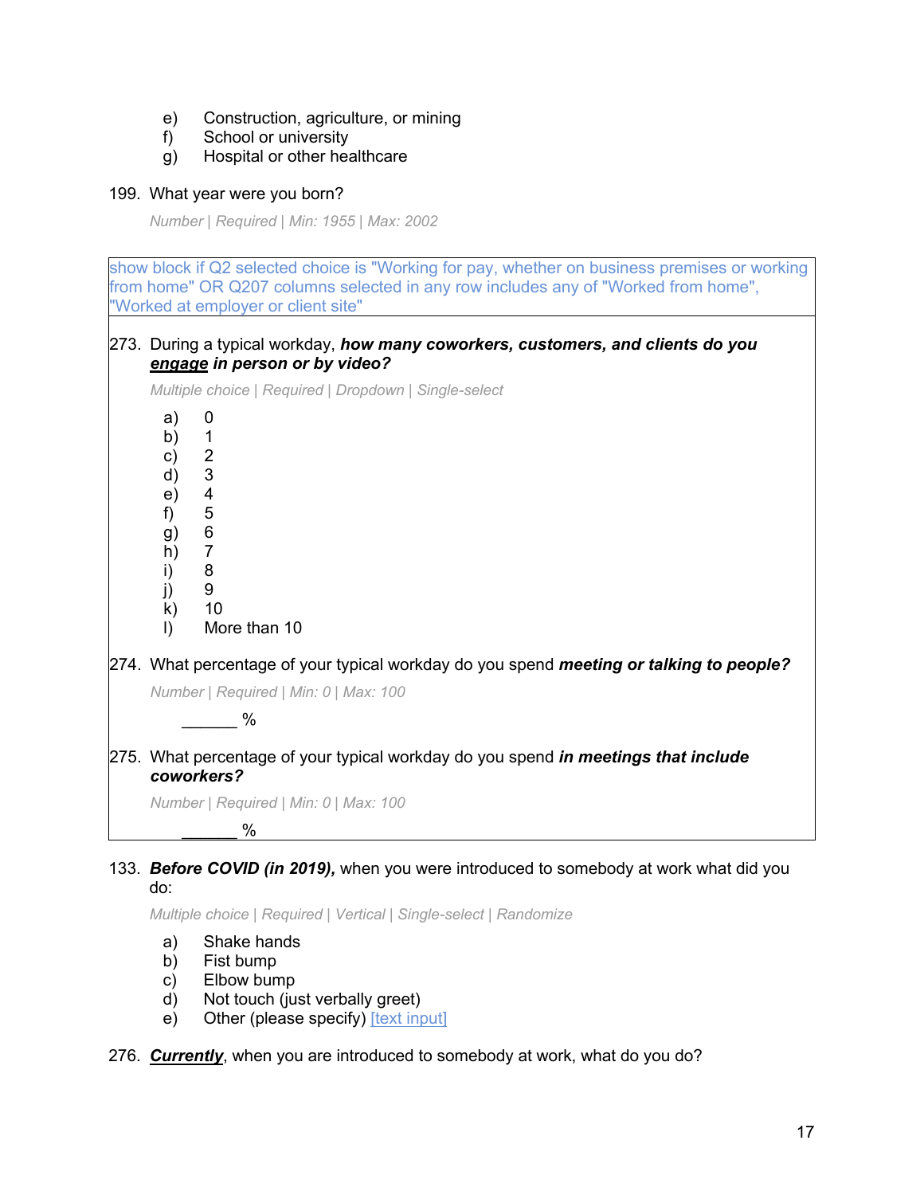e) Construction, agriculture, or mining
f) School or university
g) Hospital or other healthcare

199. What year were you born?

*Number | Required | Min: 1955 | Max: 2002*

show block if Q2 selected choice is "Working for pay, whether on business premises or working from home" OR Q207 columns selected in any row includes any of "Worked from home", "Worked at employer or client site"

273. During a typical workday, ***how many coworkers, customers, and clients do you <u>engage</u> in person or by video?***

*Multiple choice | Required | Dropdown | Single-select*

a) 0
b) 1
c) 2
d) 3
e) 4
f) 5
g) 6
h) 7
i) 8
j) 9
k) 10
l) More than 10

274. What percentage of your typical workday do you spend ***meeting or talking to people?***

*Number | Required | Min: 0 | Max: 100*

______ %

275. What percentage of your typical workday do you spend ***in meetings that include coworkers?***

*Number | Required | Min: 0 | Max: 100*

______ %

133. ***Before COVID (in 2019),*** when you were introduced to somebody at work what did you do:

*Multiple choice | Required | Vertical | Single-select | Randomize*

a) Shake hands
b) Fist bump
c) Elbow bump
d) Not touch (just verbally greet)
e) Other (please specify) [text input]

276. ***<u>Currently</u>***, when you are introduced to somebody at work, what do you do?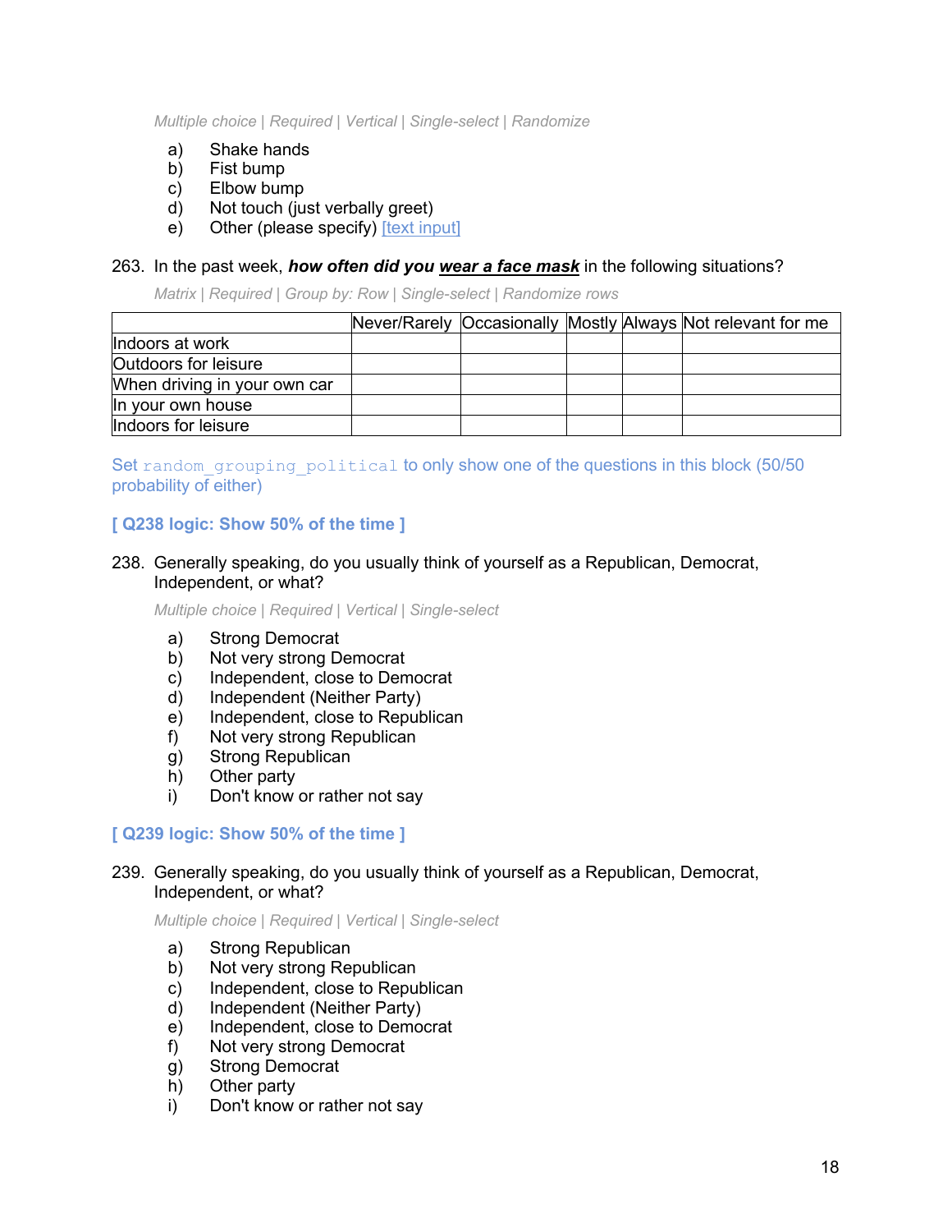*Multiple choice | Required | Vertical | Single-select | Randomize*

a) Shake hands
b) Fist bump
c) Elbow bump
d) Not touch (just verbally greet)
e) Other (please specify) [text input]

263. In the past week, ***how often did you wear a face mask*** in the following situations?

*Matrix | Required | Group by: Row | Single-select | Randomize rows*

| | Never/Rarely | Occasionally | Mostly | Always | Not relevant for me |
|---|---|---|---|---|---|
| Indoors at work | | | | | |
| Outdoors for leisure | | | | | |
| When driving in your own car | | | | | |
| In your own house | | | | | |
| Indoors for leisure | | | | | |

Set `random_grouping_political` to only show one of the questions in this block (50/50 probability of either)

**[ Q238 logic: Show 50% of the time ]**

238. Generally speaking, do you usually think of yourself as a Republican, Democrat, Independent, or what?

*Multiple choice | Required | Vertical | Single-select*

a) Strong Democrat
b) Not very strong Democrat
c) Independent, close to Democrat
d) Independent (Neither Party)
e) Independent, close to Republican
f) Not very strong Republican
g) Strong Republican
h) Other party
i) Don't know or rather not say

**[ Q239 logic: Show 50% of the time ]**

239. Generally speaking, do you usually think of yourself as a Republican, Democrat, Independent, or what?

*Multiple choice | Required | Vertical | Single-select*

a) Strong Republican
b) Not very strong Republican
c) Independent, close to Republican
d) Independent (Neither Party)
e) Independent, close to Democrat
f) Not very strong Democrat
g) Strong Democrat
h) Other party
i) Don't know or rather not say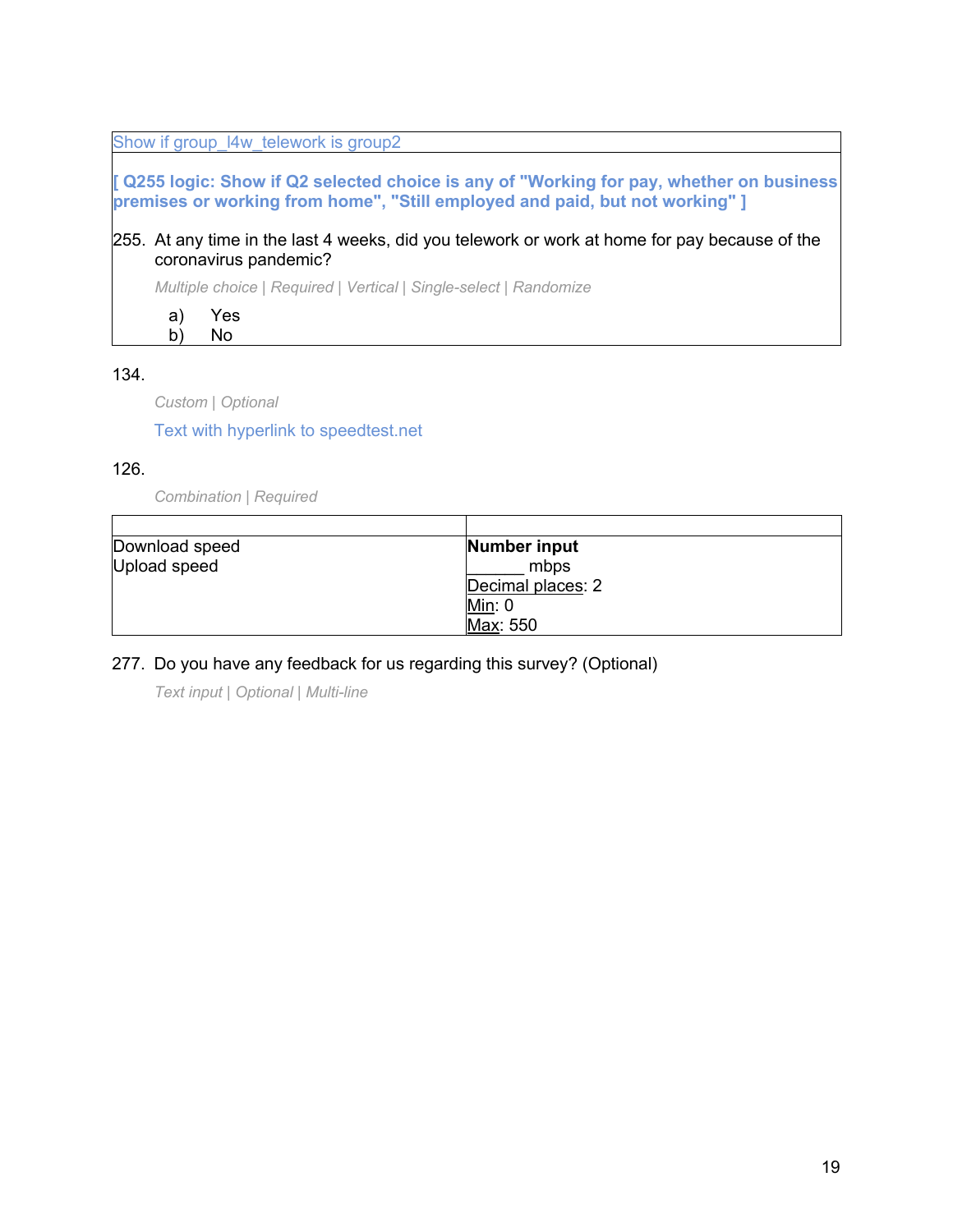Show if group_l4w_telework is group2

**[ Q255 logic: Show if Q2 selected choice is any of "Working for pay, whether on business premises or working from home", "Still employed and paid, but not working" ]**

255. At any time in the last 4 weeks, did you telework or work at home for pay because of the coronavirus pandemic?

*Multiple choice | Required | Vertical | Single-select | Randomize*

a) Yes
b) No

134.

*Custom | Optional*

Text with hyperlink to speedtest.net

126.

*Combination | Required*

| | |
|---|---|
| Download speed<br>Upload speed | **Number input**<br>______ mbps<br>Decimal places: 2<br>Min: 0<br>Max: 550 |

277. Do you have any feedback for us regarding this survey? (Optional)

*Text input | Optional | Multi-line*